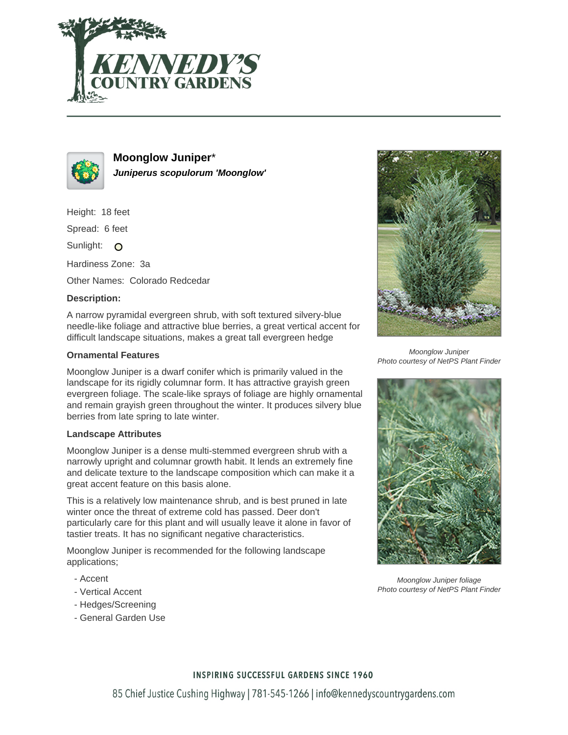# Moonglow Juniper*

***Juniperus scopulorum 'Moonglow'***

Height: 18 feet

Spread: 6 feet

Sunlight:

Hardiness Zone: 3a

Other Names: Colorado Redcedar

**Description:**

A narrow pyramidal evergreen shrub, with soft textured silvery-blue needle-like foliage and attractive blue berries, a great vertical accent for difficult landscape situations, makes a great tall evergreen hedge

### Ornamental Features

Moonglow Juniper is a dwarf conifer which is primarily valued in the landscape for its rigidly columnar form. It has attractive grayish green evergreen foliage. The scale-like sprays of foliage are highly ornamental and remain grayish green throughout the winter. It produces silvery blue berries from late spring to late winter.

### Landscape Attributes

Moonglow Juniper is a dense multi-stemmed evergreen shrub with a narrowly upright and columnar growth habit. It lends an extremely fine and delicate texture to the landscape composition which can make it a great accent feature on this basis alone.

This is a relatively low maintenance shrub, and is best pruned in late winter once the threat of extreme cold has passed. Deer don't particularly care for this plant and will usually leave it alone in favor of tastier treats. It has no significant negative characteristics.

Moonglow Juniper is recommended for the following landscape applications;

- Accent
- Vertical Accent
- Hedges/Screening
- General Garden Use

*Moonglow Juniper*
*Photo courtesy of NetPS Plant Finder*

*Moonglow Juniper foliage*
*Photo courtesy of NetPS Plant Finder*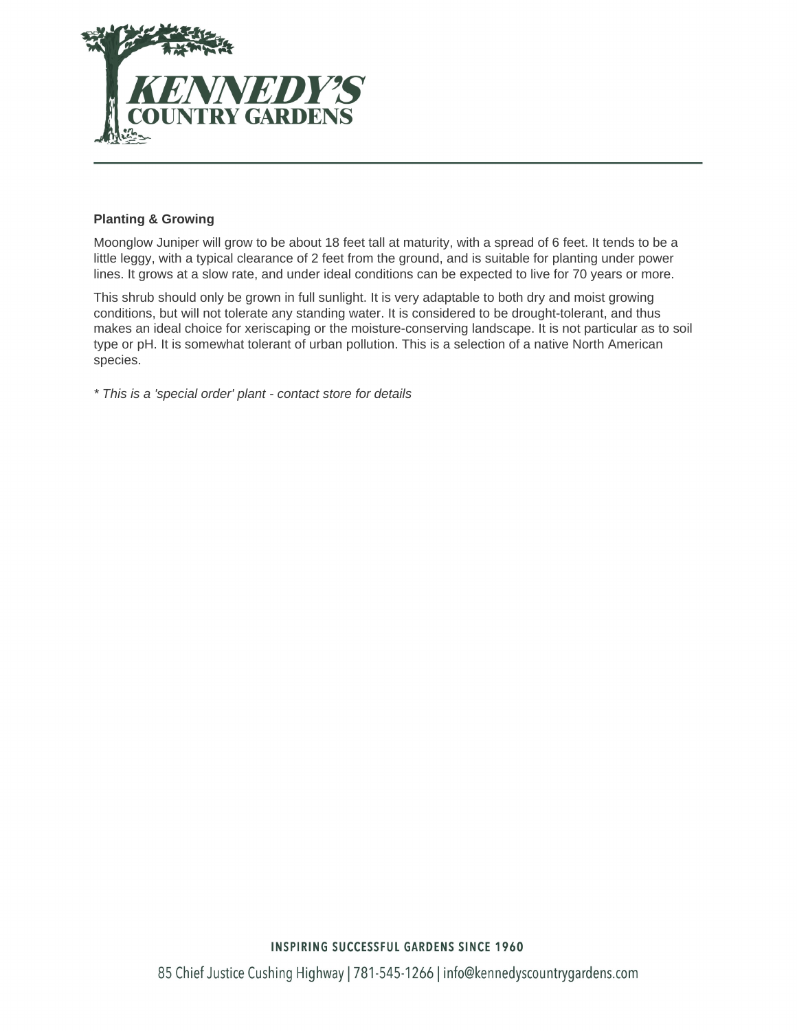**Planting & Growing**

Moonglow Juniper will grow to be about 18 feet tall at maturity, with a spread of 6 feet. It tends to be a little leggy, with a typical clearance of 2 feet from the ground, and is suitable for planting under power lines. It grows at a slow rate, and under ideal conditions can be expected to live for 70 years or more.

This shrub should only be grown in full sunlight. It is very adaptable to both dry and moist growing conditions, but will not tolerate any standing water. It is considered to be drought-tolerant, and thus makes an ideal choice for xeriscaping or the moisture-conserving landscape. It is not particular as to soil type or pH. It is somewhat tolerant of urban pollution. This is a selection of a native North American species.

*\* This is a 'special order' plant - contact store for details*